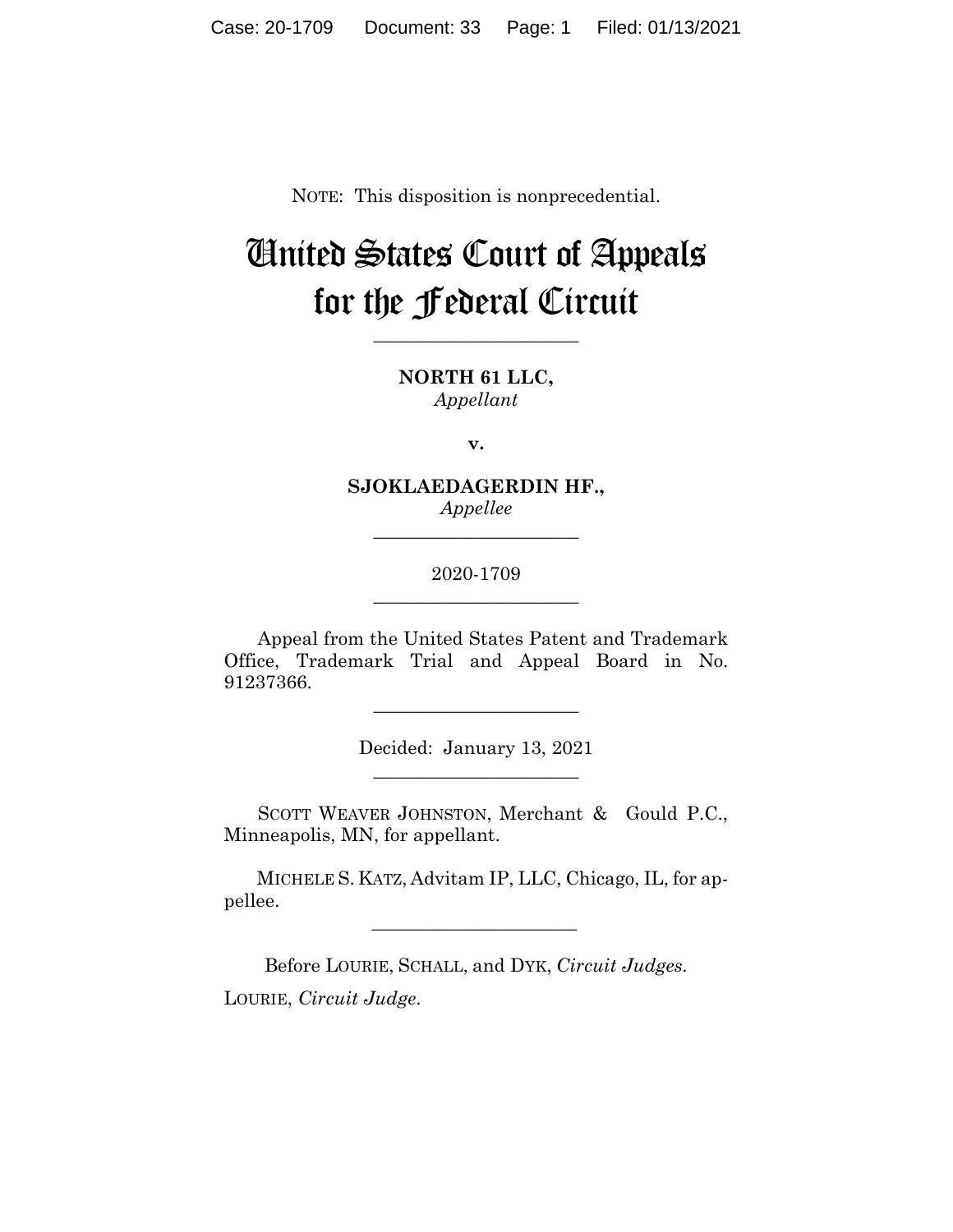NOTE: This disposition is nonprecedential.

# United States Court of Appeals for the Federal Circuit

______________________

**NORTH 61 LLC,**
*Appellant*

**v.**

**SJOKLAEDAGERDIN HF.,**
*Appellee*

______________________

2020-1709

______________________

Appeal from the United States Patent and Trademark Office, Trademark Trial and Appeal Board in No. 91237366.

______________________

Decided: January 13, 2021

______________________

SCOTT WEAVER JOHNSTON, Merchant & Gould P.C., Minneapolis, MN, for appellant.

MICHELE S. KATZ, Advitam IP, LLC, Chicago, IL, for appellee.

______________________

Before LOURIE, SCHALL, and DYK, *Circuit Judges*.

LOURIE, *Circuit Judge*.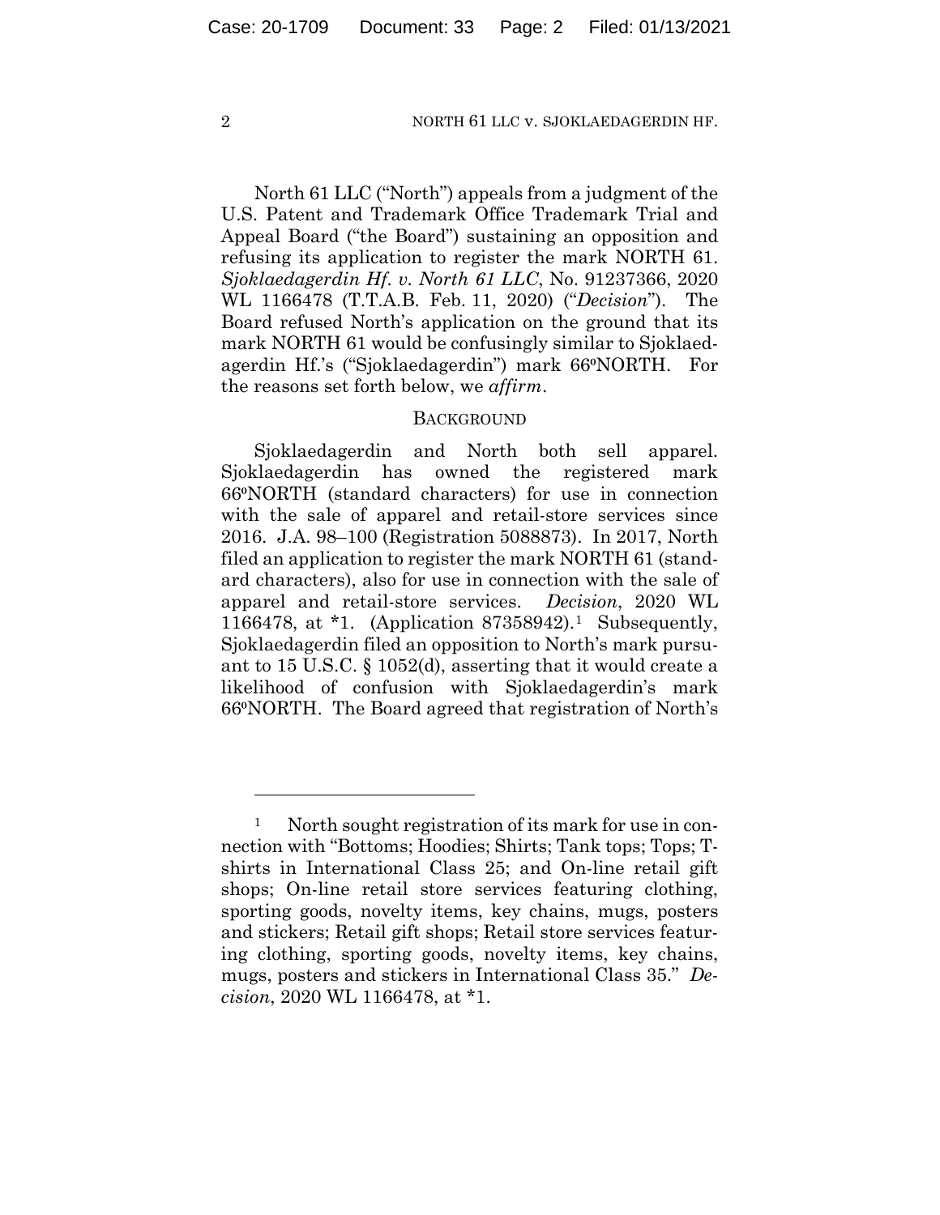North 61 LLC ("North") appeals from a judgment of the U.S. Patent and Trademark Office Trademark Trial and Appeal Board ("the Board") sustaining an opposition and refusing its application to register the mark NORTH 61. *Sjoklaedagerdin Hf. v. North 61 LLC*, No. 91237366, 2020 WL 1166478 (T.T.A.B. Feb. 11, 2020) ("*Decision*"). The Board refused North's application on the ground that its mark NORTH 61 would be confusingly similar to Sjoklaedagerdin Hf.'s ("Sjoklaedagerdin") mark 66ºNORTH. For the reasons set forth below, we *affirm*.

## BACKGROUND

Sjoklaedagerdin and North both sell apparel. Sjoklaedagerdin has owned the registered mark 66ºNORTH (standard characters) for use in connection with the sale of apparel and retail-store services since 2016. J.A. 98–100 (Registration 5088873). In 2017, North filed an application to register the mark NORTH 61 (standard characters), also for use in connection with the sale of apparel and retail-store services. *Decision*, 2020 WL 1166478, at \*1. (Application 87358942).[1] Subsequently, Sjoklaedagerdin filed an opposition to North's mark pursuant to 15 U.S.C. § 1052(d), asserting that it would create a likelihood of confusion with Sjoklaedagerdin's mark 66ºNORTH. The Board agreed that registration of North's

---

[1] North sought registration of its mark for use in connection with "Bottoms; Hoodies; Shirts; Tank tops; Tops; T-shirts in International Class 25; and On-line retail gift shops; On-line retail store services featuring clothing, sporting goods, novelty items, key chains, mugs, posters and stickers; Retail gift shops; Retail store services featuring clothing, sporting goods, novelty items, key chains, mugs, posters and stickers in International Class 35." *Decision*, 2020 WL 1166478, at \*1.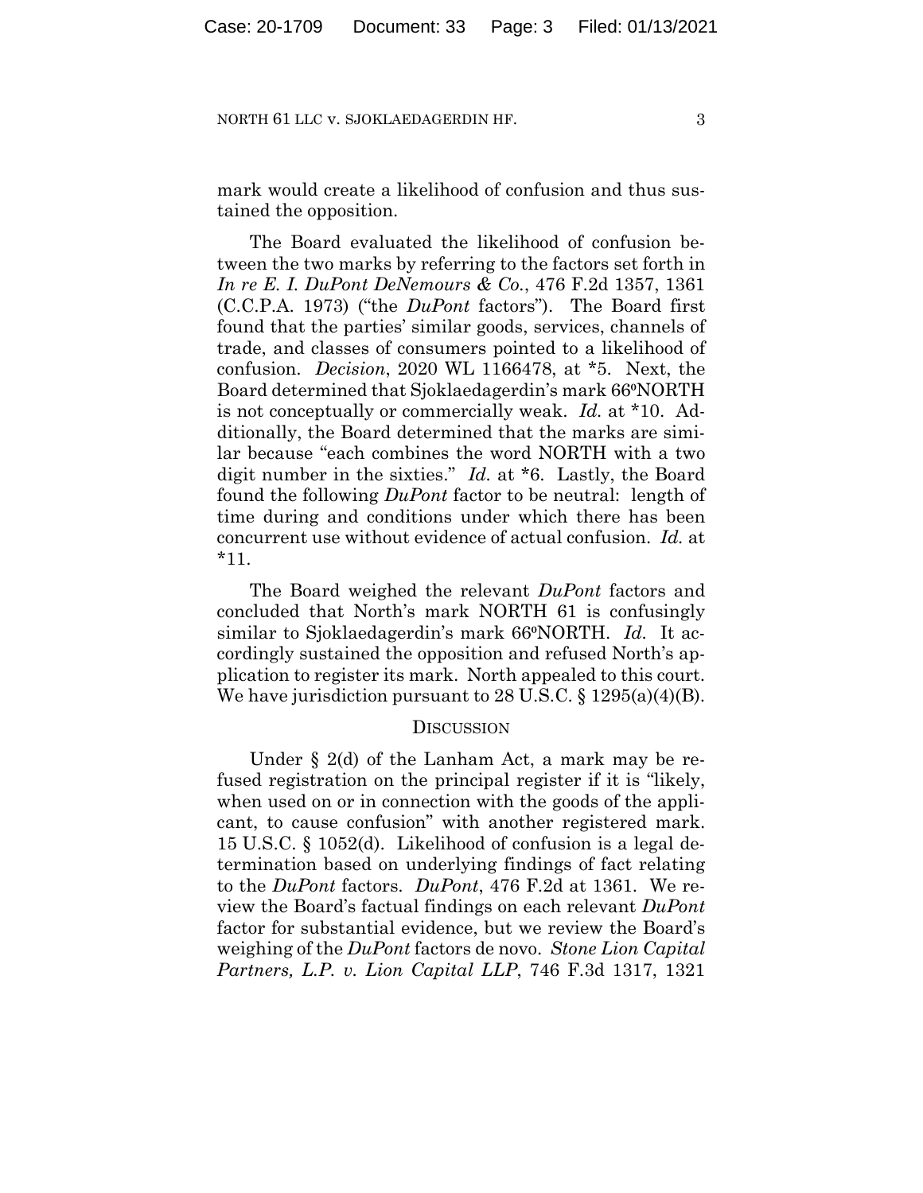mark would create a likelihood of confusion and thus sustained the opposition.

The Board evaluated the likelihood of confusion between the two marks by referring to the factors set forth in *In re E. I. DuPont DeNemours & Co.*, 476 F.2d 1357, 1361 (C.C.P.A. 1973) ("the *DuPont* factors"). The Board first found that the parties' similar goods, services, channels of trade, and classes of consumers pointed to a likelihood of confusion. *Decision*, 2020 WL 1166478, at *5. Next, the Board determined that Sjoklaedagerdin's mark 66ºNORTH is not conceptually or commercially weak. *Id.* at *10. Additionally, the Board determined that the marks are similar because "each combines the word NORTH with a two digit number in the sixties." *Id.* at *6. Lastly, the Board found the following *DuPont* factor to be neutral: length of time during and conditions under which there has been concurrent use without evidence of actual confusion. *Id.* at *11.

The Board weighed the relevant *DuPont* factors and concluded that North's mark NORTH 61 is confusingly similar to Sjoklaedagerdin's mark 66ºNORTH. *Id.* It accordingly sustained the opposition and refused North's application to register its mark. North appealed to this court. We have jurisdiction pursuant to 28 U.S.C. § 1295(a)(4)(B).

## DISCUSSION

Under § 2(d) of the Lanham Act, a mark may be refused registration on the principal register if it is "likely, when used on or in connection with the goods of the applicant, to cause confusion" with another registered mark. 15 U.S.C. § 1052(d). Likelihood of confusion is a legal determination based on underlying findings of fact relating to the *DuPont* factors. *DuPont*, 476 F.2d at 1361. We review the Board's factual findings on each relevant *DuPont* factor for substantial evidence, but we review the Board's weighing of the *DuPont* factors de novo. *Stone Lion Capital Partners, L.P. v. Lion Capital LLP*, 746 F.3d 1317, 1321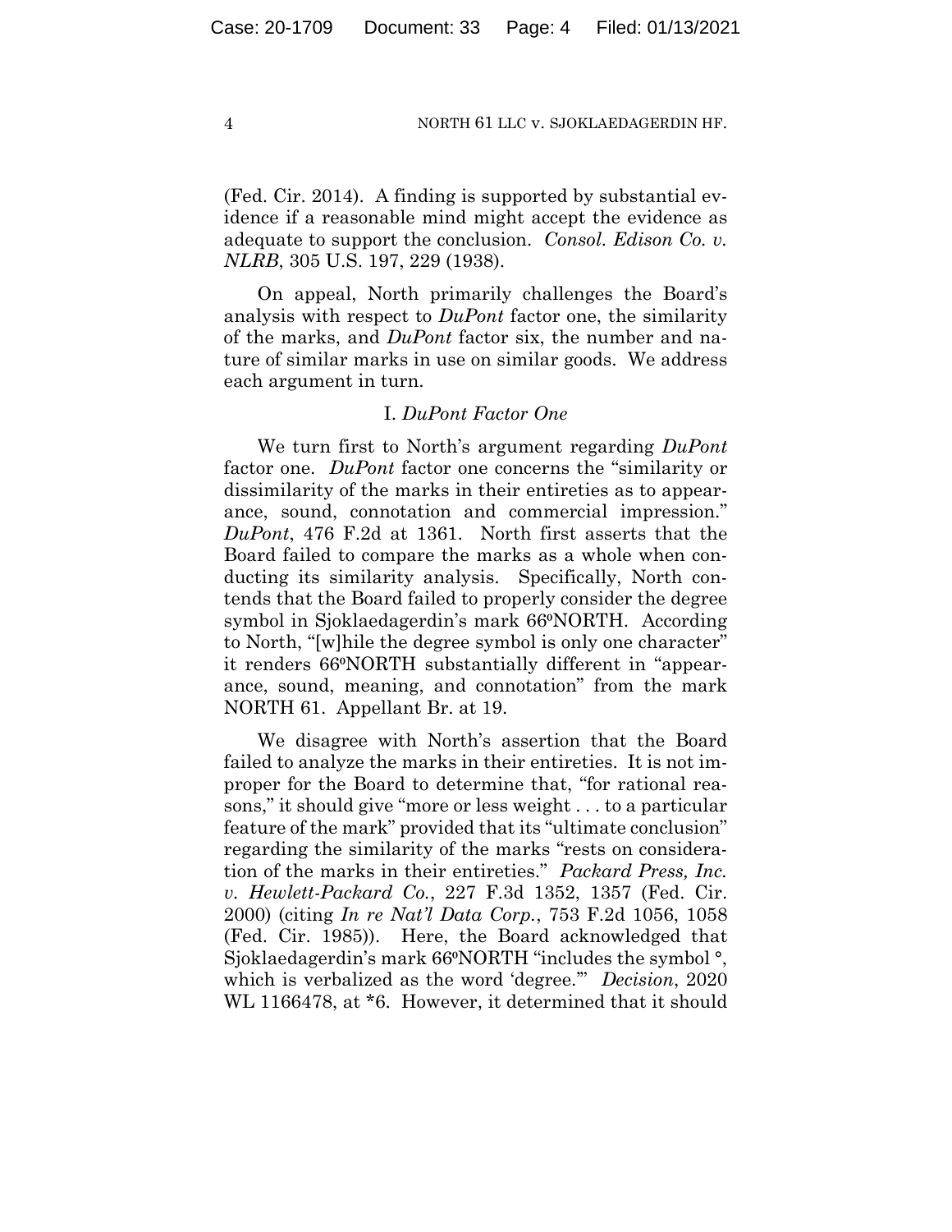(Fed. Cir. 2014). A finding is supported by substantial evidence if a reasonable mind might accept the evidence as adequate to support the conclusion. *Consol. Edison Co. v. NLRB*, 305 U.S. 197, 229 (1938).

On appeal, North primarily challenges the Board's analysis with respect to *DuPont* factor one, the similarity of the marks, and *DuPont* factor six, the number and nature of similar marks in use on similar goods. We address each argument in turn.

## I. *DuPont Factor One*

We turn first to North's argument regarding *DuPont* factor one. *DuPont* factor one concerns the "similarity or dissimilarity of the marks in their entireties as to appearance, sound, connotation and commercial impression." *DuPont*, 476 F.2d at 1361. North first asserts that the Board failed to compare the marks as a whole when conducting its similarity analysis. Specifically, North contends that the Board failed to properly consider the degree symbol in Sjoklaedagerdin's mark 66ºNORTH. According to North, "[w]hile the degree symbol is only one character" it renders 66ºNORTH substantially different in "appearance, sound, meaning, and connotation" from the mark NORTH 61. Appellant Br. at 19.

We disagree with North's assertion that the Board failed to analyze the marks in their entireties. It is not improper for the Board to determine that, "for rational reasons," it should give "more or less weight . . . to a particular feature of the mark" provided that its "ultimate conclusion" regarding the similarity of the marks "rests on consideration of the marks in their entireties." *Packard Press, Inc. v. Hewlett-Packard Co.*, 227 F.3d 1352, 1357 (Fed. Cir. 2000) (citing *In re Nat'l Data Corp.*, 753 F.2d 1056, 1058 (Fed. Cir. 1985)). Here, the Board acknowledged that Sjoklaedagerdin's mark 66ºNORTH "includes the symbol °, which is verbalized as the word 'degree.'" *Decision*, 2020 WL 1166478, at *6. However, it determined that it should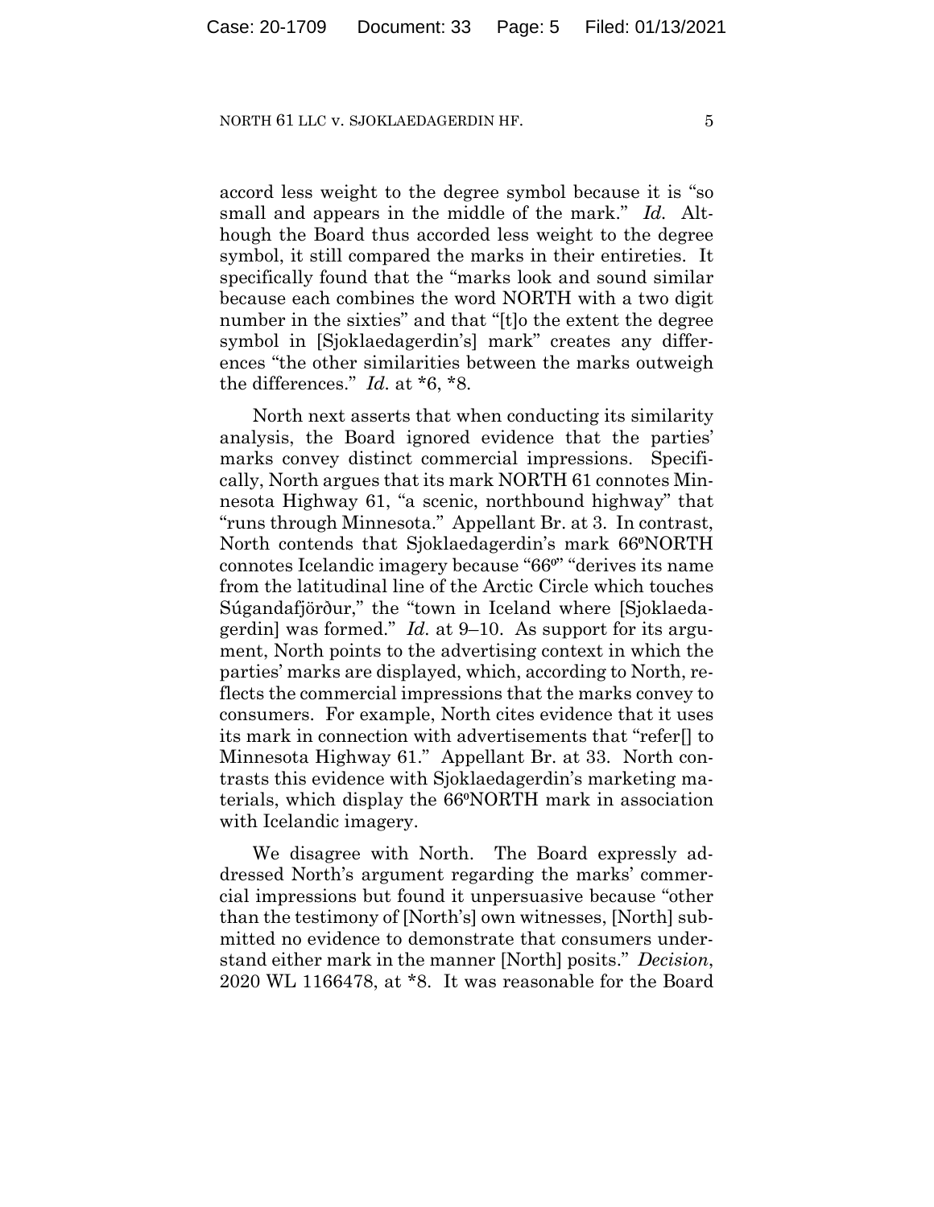accord less weight to the degree symbol because it is "so small and appears in the middle of the mark." *Id.* Although the Board thus accorded less weight to the degree symbol, it still compared the marks in their entireties. It specifically found that the "marks look and sound similar because each combines the word NORTH with a two digit number in the sixties" and that "[t]o the extent the degree symbol in [Sjoklaedagerdin's] mark" creates any differences "the other similarities between the marks outweigh the differences." *Id.* at *6, *8.

North next asserts that when conducting its similarity analysis, the Board ignored evidence that the parties' marks convey distinct commercial impressions. Specifically, North argues that its mark NORTH 61 connotes Minnesota Highway 61, "a scenic, northbound highway" that "runs through Minnesota." Appellant Br. at 3. In contrast, North contends that Sjoklaedagerdin's mark 66ºNORTH connotes Icelandic imagery because "66º" "derives its name from the latitudinal line of the Arctic Circle which touches Súgandafjörður," the "town in Iceland where [Sjoklaedagerdin] was formed." *Id.* at 9–10. As support for its argument, North points to the advertising context in which the parties' marks are displayed, which, according to North, reflects the commercial impressions that the marks convey to consumers. For example, North cites evidence that it uses its mark in connection with advertisements that "refer[] to Minnesota Highway 61." Appellant Br. at 33. North contrasts this evidence with Sjoklaedagerdin's marketing materials, which display the 66ºNORTH mark in association with Icelandic imagery.

We disagree with North. The Board expressly addressed North's argument regarding the marks' commercial impressions but found it unpersuasive because "other than the testimony of [North's] own witnesses, [North] submitted no evidence to demonstrate that consumers understand either mark in the manner [North] posits." *Decision*, 2020 WL 1166478, at *8. It was reasonable for the Board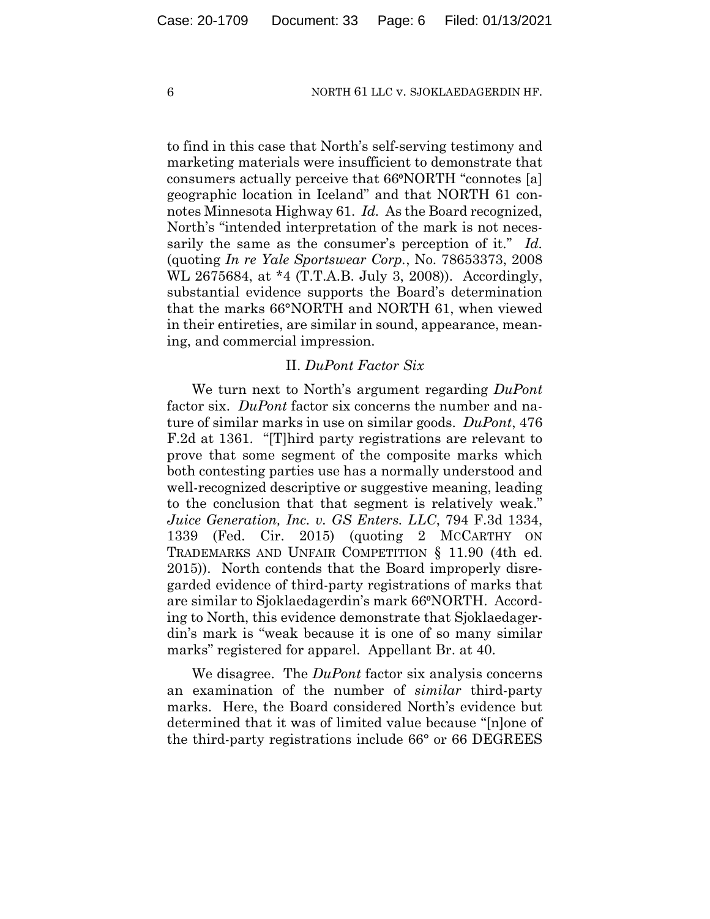to find in this case that North's self-serving testimony and marketing materials were insufficient to demonstrate that consumers actually perceive that 66ºNORTH "connotes [a] geographic location in Iceland" and that NORTH 61 connotes Minnesota Highway 61. *Id.* As the Board recognized, North's "intended interpretation of the mark is not necessarily the same as the consumer's perception of it." *Id.* (quoting *In re Yale Sportswear Corp.*, No. 78653373, 2008 WL 2675684, at *4 (T.T.A.B. July 3, 2008)). Accordingly, substantial evidence supports the Board's determination that the marks 66°NORTH and NORTH 61, when viewed in their entireties, are similar in sound, appearance, meaning, and commercial impression.

## II. *DuPont Factor Six*

We turn next to North's argument regarding *DuPont* factor six. *DuPont* factor six concerns the number and nature of similar marks in use on similar goods. *DuPont*, 476 F.2d at 1361. "[T]hird party registrations are relevant to prove that some segment of the composite marks which both contesting parties use has a normally understood and well-recognized descriptive or suggestive meaning, leading to the conclusion that that segment is relatively weak." *Juice Generation, Inc. v. GS Enters. LLC*, 794 F.3d 1334, 1339 (Fed. Cir. 2015) (quoting 2 MCCARTHY ON TRADEMARKS AND UNFAIR COMPETITION § 11.90 (4th ed. 2015)). North contends that the Board improperly disregarded evidence of third-party registrations of marks that are similar to Sjoklaedagerdin's mark 66ºNORTH. According to North, this evidence demonstrate that Sjoklaedagerdin's mark is "weak because it is one of so many similar marks" registered for apparel. Appellant Br. at 40.

We disagree. The *DuPont* factor six analysis concerns an examination of the number of *similar* third-party marks. Here, the Board considered North's evidence but determined that it was of limited value because "[n]one of the third-party registrations include 66° or 66 DEGREES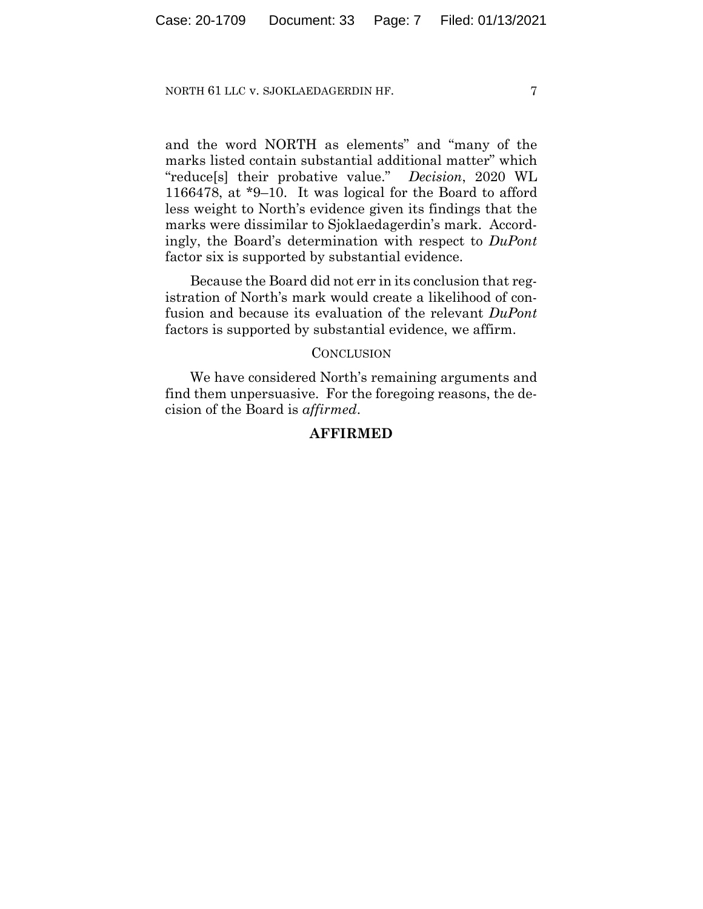and the word NORTH as elements" and "many of the marks listed contain substantial additional matter" which "reduce[s] their probative value." *Decision*, 2020 WL 1166478, at *9–10. It was logical for the Board to afford less weight to North's evidence given its findings that the marks were dissimilar to Sjoklaedagerdin's mark. Accordingly, the Board's determination with respect to *DuPont* factor six is supported by substantial evidence.

Because the Board did not err in its conclusion that registration of North's mark would create a likelihood of confusion and because its evaluation of the relevant *DuPont* factors is supported by substantial evidence, we affirm.

## CONCLUSION

We have considered North's remaining arguments and find them unpersuasive. For the foregoing reasons, the decision of the Board is *affirmed*.

**AFFIRMED**